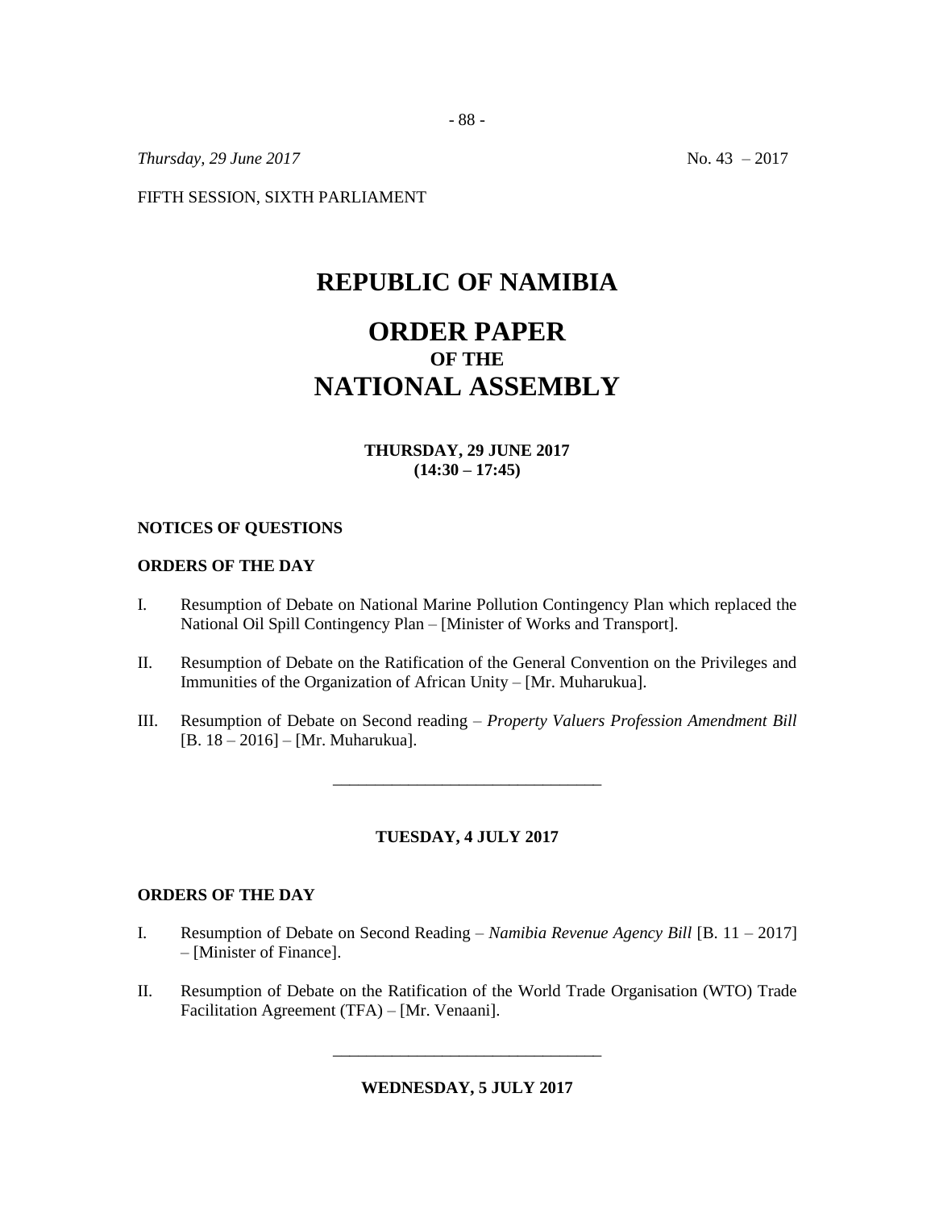*Thursday, 29 June 2017* No. 43 – 2017

FIFTH SESSION, SIXTH PARLIAMENT

# REPUBLIC OF NAMIBIA

# ORDER PAPER
### OF THE
# NATIONAL ASSEMBLY

**THURSDAY, 29 JUNE 2017**
**(14:30 – 17:45)**

**NOTICES OF QUESTIONS**

**ORDERS OF THE DAY**

I. Resumption of Debate on National Marine Pollution Contingency Plan which replaced the National Oil Spill Contingency Plan – [Minister of Works and Transport].

II. Resumption of Debate on the Ratification of the General Convention on the Privileges and Immunities of the Organization of African Unity – [Mr. Muharukua].

III. Resumption of Debate on Second reading – *Property Valuers Profession Amendment Bill* [B. 18 – 2016] – [Mr. Muharukua].

---

**TUESDAY, 4 JULY 2017**

**ORDERS OF THE DAY**

I. Resumption of Debate on Second Reading – *Namibia Revenue Agency Bill* [B. 11 – 2017] – [Minister of Finance].

II. Resumption of Debate on the Ratification of the World Trade Organisation (WTO) Trade Facilitation Agreement (TFA) – [Mr. Venaani].

---

**WEDNESDAY, 5 JULY 2017**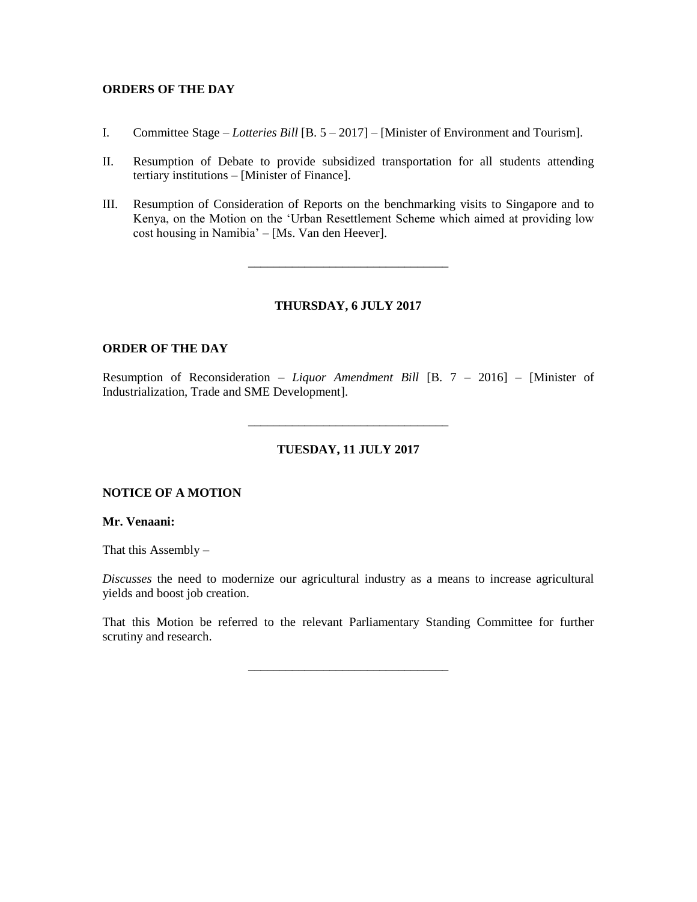**ORDERS OF THE DAY**

I. Committee Stage – *Lotteries Bill* [B. 5 – 2017] – [Minister of Environment and Tourism].

II. Resumption of Debate to provide subsidized transportation for all students attending tertiary institutions – [Minister of Finance].

III. Resumption of Consideration of Reports on the benchmarking visits to Singapore and to Kenya, on the Motion on the 'Urban Resettlement Scheme which aimed at providing low cost housing in Namibia' – [Ms. Van den Heever].

---

**THURSDAY, 6 JULY 2017**

**ORDER OF THE DAY**

Resumption of Reconsideration – *Liquor Amendment Bill* [B. 7 – 2016] – [Minister of Industrialization, Trade and SME Development].

---

**TUESDAY, 11 JULY 2017**

**NOTICE OF A MOTION**

**Mr. Venaani:**

That this Assembly –

*Discusses* the need to modernize our agricultural industry as a means to increase agricultural yields and boost job creation.

That this Motion be referred to the relevant Parliamentary Standing Committee for further scrutiny and research.

---